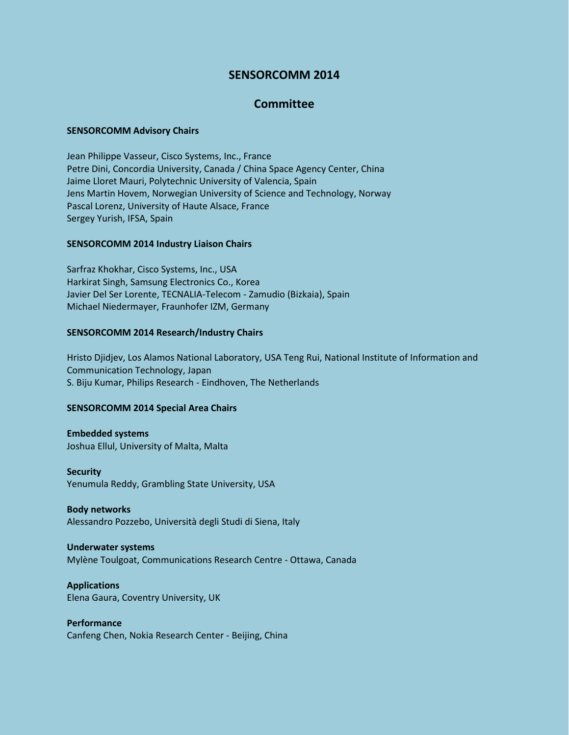# SENSORCOMM 2014

## Committee

**SENSORCOMM Advisory Chairs**

Jean Philippe Vasseur, Cisco Systems, Inc., France
Petre Dini, Concordia University, Canada / China Space Agency Center, China
Jaime Lloret Mauri, Polytechnic University of Valencia, Spain
Jens Martin Hovem, Norwegian University of Science and Technology, Norway
Pascal Lorenz, University of Haute Alsace, France
Sergey Yurish, IFSA, Spain

**SENSORCOMM 2014 Industry Liaison Chairs**

Sarfraz Khokhar, Cisco Systems, Inc., USA
Harkirat Singh, Samsung Electronics Co., Korea
Javier Del Ser Lorente, TECNALIA-Telecom - Zamudio (Bizkaia), Spain
Michael Niedermayer, Fraunhofer IZM, Germany

**SENSORCOMM 2014 Research/Industry Chairs**

Hristo Djidjev, Los Alamos National Laboratory, USA Teng Rui, National Institute of Information and Communication Technology, Japan
S. Biju Kumar, Philips Research - Eindhoven, The Netherlands

**SENSORCOMM 2014 Special Area Chairs**

**Embedded systems**
Joshua Ellul, University of Malta, Malta

**Security**
Yenumula Reddy, Grambling State University, USA

**Body networks**
Alessandro Pozzebo, Università degli Studi di Siena, Italy

**Underwater systems**
Mylène Toulgoat, Communications Research Centre - Ottawa, Canada

**Applications**
Elena Gaura, Coventry University, UK

**Performance**
Canfeng Chen, Nokia Research Center - Beijing, China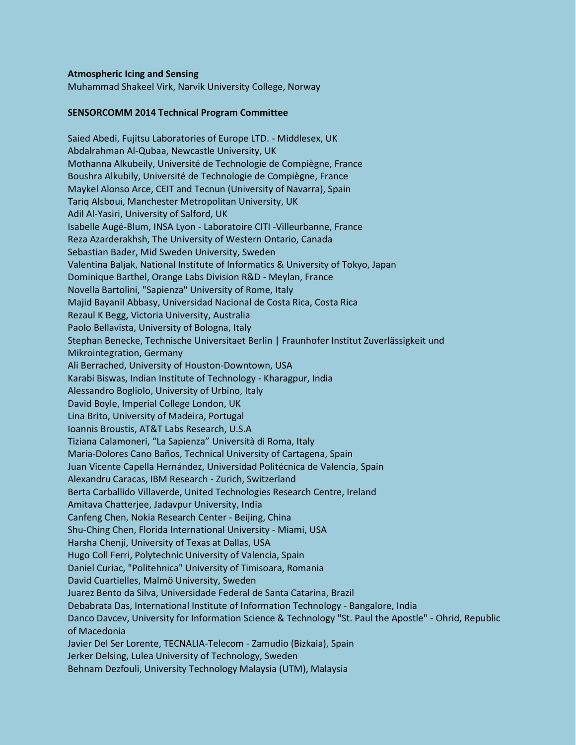**Atmospheric Icing and Sensing**

Muhammad Shakeel Virk, Narvik University College, Norway

**SENSORCOMM 2014 Technical Program Committee**

Saied Abedi, Fujitsu Laboratories of Europe LTD. - Middlesex, UK
Abdalrahman Al-Qubaa, Newcastle University, UK
Mothanna Alkubeily, Université de Technologie de Compiègne, France
Boushra Alkubily, Université de Technologie de Compiègne, France
Maykel Alonso Arce, CEIT and Tecnun (University of Navarra), Spain
Tariq Alsboui, Manchester Metropolitan University, UK
Adil Al-Yasiri, University of Salford, UK
Isabelle Augé-Blum, INSA Lyon - Laboratoire CITI -Villeurbanne, France
Reza Azarderakhsh, The University of Western Ontario, Canada
Sebastian Bader, Mid Sweden University, Sweden
Valentina Baljak, National Institute of Informatics & University of Tokyo, Japan
Dominique Barthel, Orange Labs Division R&D - Meylan, France
Novella Bartolini, "Sapienza" University of Rome, Italy
Majid Bayanil Abbasy, Universidad Nacional de Costa Rica, Costa Rica
Rezaul K Begg, Victoria University, Australia
Paolo Bellavista, University of Bologna, Italy
Stephan Benecke, Technische Universitaet Berlin | Fraunhofer Institut Zuverlässigkeit und Mikrointegration, Germany
Ali Berrached, University of Houston-Downtown, USA
Karabi Biswas, Indian Institute of Technology - Kharagpur, India
Alessandro Bogliolo, University of Urbino, Italy
David Boyle, Imperial College London, UK
Lina Brito, University of Madeira, Portugal
Ioannis Broustis, AT&T Labs Research, U.S.A
Tiziana Calamoneri, "La Sapienza" Università di Roma, Italy
Maria-Dolores Cano Baños, Technical University of Cartagena, Spain
Juan Vicente Capella Hernández, Universidad Politécnica de Valencia, Spain
Alexandru Caracas, IBM Research - Zurich, Switzerland
Berta Carballido Villaverde, United Technologies Research Centre, Ireland
Amitava Chatterjee, Jadavpur University, India
Canfeng Chen, Nokia Research Center - Beijing, China
Shu-Ching Chen, Florida International University - Miami, USA
Harsha Chenji, University of Texas at Dallas, USA
Hugo Coll Ferri, Polytechnic University of Valencia, Spain
Daniel Curiac, "Politehnica" University of Timisoara, Romania
David Cuartielles, Malmö University, Sweden
Juarez Bento da Silva, Universidade Federal de Santa Catarina, Brazil
Debabrata Das, International Institute of Information Technology - Bangalore, India
Danco Davcev, University for Information Science & Technology "St. Paul the Apostle" - Ohrid, Republic of Macedonia
Javier Del Ser Lorente, TECNALIA-Telecom - Zamudio (Bizkaia), Spain
Jerker Delsing, Lulea University of Technology, Sweden
Behnam Dezfouli, University Technology Malaysia (UTM), Malaysia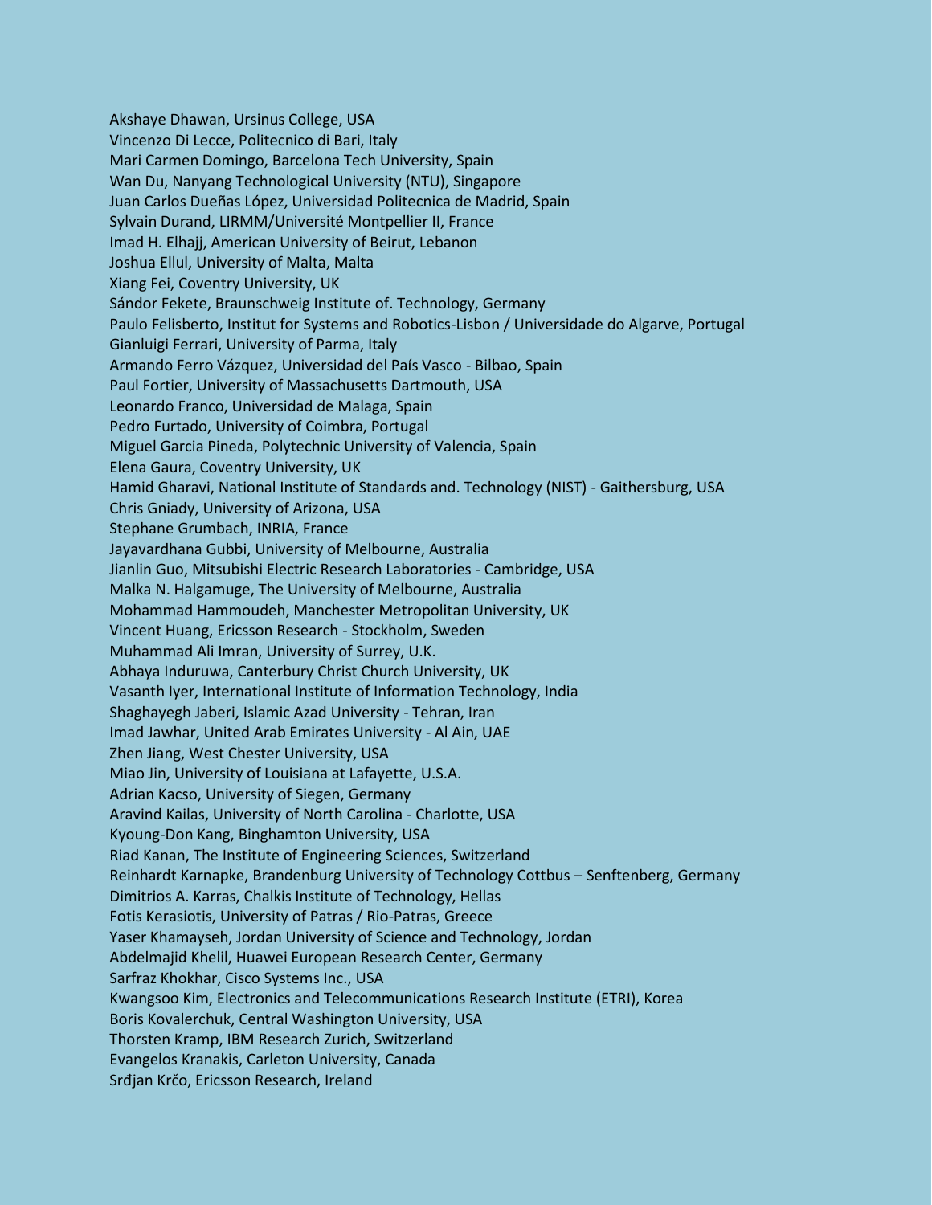Akshaye Dhawan, Ursinus College, USA
Vincenzo Di Lecce, Politecnico di Bari, Italy
Mari Carmen Domingo, Barcelona Tech University, Spain
Wan Du, Nanyang Technological University (NTU), Singapore
Juan Carlos Dueñas López, Universidad Politecnica de Madrid, Spain
Sylvain Durand, LIRMM/Université Montpellier II, France
Imad H. Elhajj, American University of Beirut, Lebanon
Joshua Ellul, University of Malta, Malta
Xiang Fei, Coventry University, UK
Sándor Fekete, Braunschweig Institute of. Technology, Germany
Paulo Felisberto, Institut for Systems and Robotics-Lisbon / Universidade do Algarve, Portugal
Gianluigi Ferrari, University of Parma, Italy
Armando Ferro Vázquez, Universidad del País Vasco - Bilbao, Spain
Paul Fortier, University of Massachusetts Dartmouth, USA
Leonardo Franco, Universidad de Malaga, Spain
Pedro Furtado, University of Coimbra, Portugal
Miguel Garcia Pineda, Polytechnic University of Valencia, Spain
Elena Gaura, Coventry University, UK
Hamid Gharavi, National Institute of Standards and. Technology (NIST) - Gaithersburg, USA
Chris Gniady, University of Arizona, USA
Stephane Grumbach, INRIA, France
Jayavardhana Gubbi, University of Melbourne, Australia
Jianlin Guo, Mitsubishi Electric Research Laboratories - Cambridge, USA
Malka N. Halgamuge, The University of Melbourne, Australia
Mohammad Hammoudeh, Manchester Metropolitan University, UK
Vincent Huang, Ericsson Research - Stockholm, Sweden
Muhammad Ali Imran, University of Surrey, U.K.
Abhaya Induruwa, Canterbury Christ Church University, UK
Vasanth Iyer, International Institute of Information Technology, India
Shaghayegh Jaberi, Islamic Azad University - Tehran, Iran
Imad Jawhar, United Arab Emirates University - Al Ain, UAE
Zhen Jiang, West Chester University, USA
Miao Jin, University of Louisiana at Lafayette, U.S.A.
Adrian Kacso, University of Siegen, Germany
Aravind Kailas, University of North Carolina - Charlotte, USA
Kyoung-Don Kang, Binghamton University, USA
Riad Kanan, The Institute of Engineering Sciences, Switzerland
Reinhardt Karnapke, Brandenburg University of Technology Cottbus – Senftenberg, Germany
Dimitrios A. Karras, Chalkis Institute of Technology, Hellas
Fotis Kerasiotis, University of Patras / Rio-Patras, Greece
Yaser Khamayseh, Jordan University of Science and Technology, Jordan
Abdelmajid Khelil, Huawei European Research Center, Germany
Sarfraz Khokhar, Cisco Systems Inc., USA
Kwangsoo Kim, Electronics and Telecommunications Research Institute (ETRI), Korea
Boris Kovalerchuk, Central Washington University, USA
Thorsten Kramp, IBM Research Zurich, Switzerland
Evangelos Kranakis, Carleton University, Canada
Srđjan Krčo, Ericsson Research, Ireland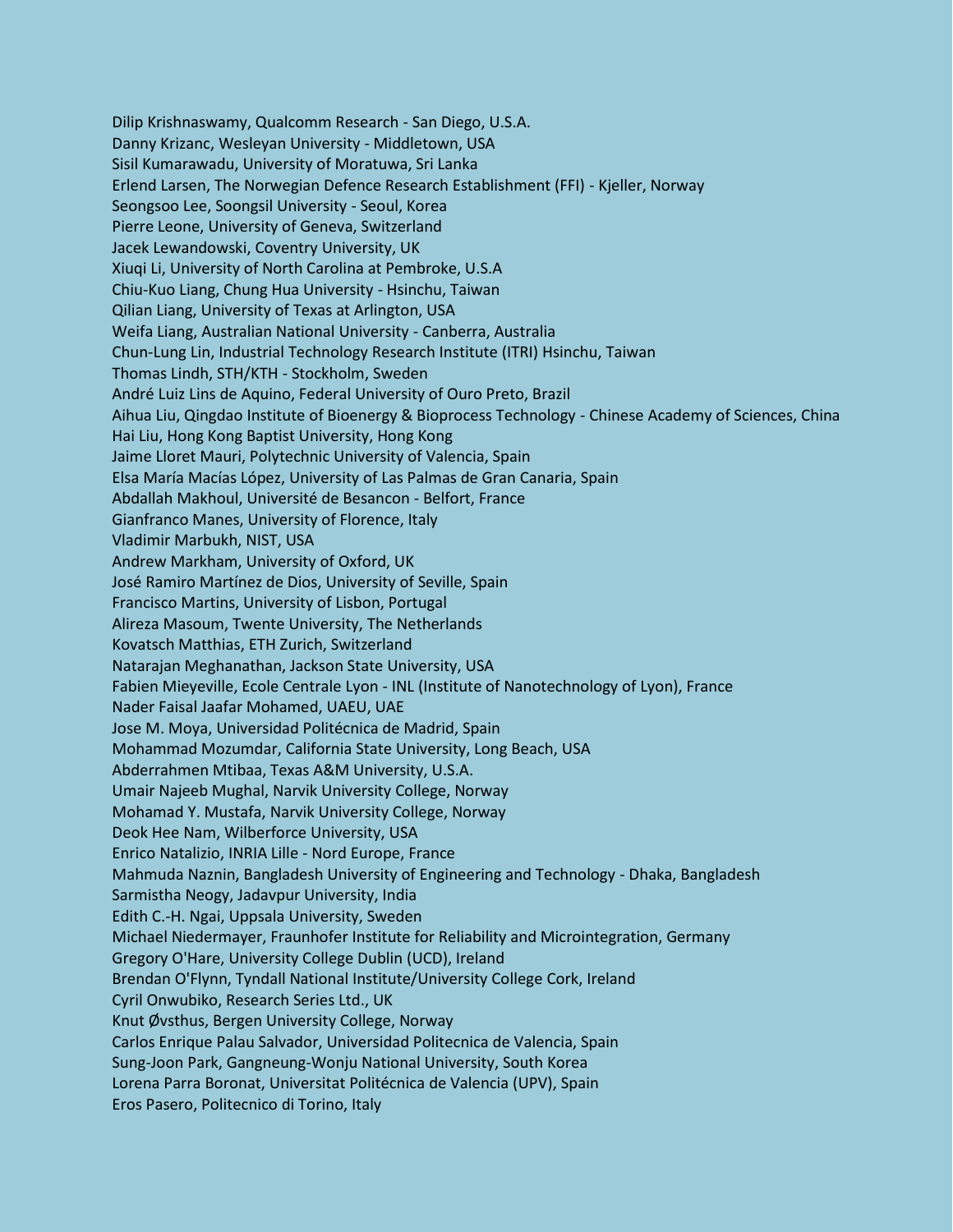Dilip Krishnaswamy, Qualcomm Research - San Diego, U.S.A.
Danny Krizanc, Wesleyan University - Middletown, USA
Sisil Kumarawadu, University of Moratuwa, Sri Lanka
Erlend Larsen, The Norwegian Defence Research Establishment (FFI) - Kjeller, Norway
Seongsoo Lee, Soongsil University - Seoul, Korea
Pierre Leone, University of Geneva, Switzerland
Jacek Lewandowski, Coventry University, UK
Xiuqi Li, University of North Carolina at Pembroke, U.S.A
Chiu-Kuo Liang, Chung Hua University - Hsinchu, Taiwan
Qilian Liang, University of Texas at Arlington, USA
Weifa Liang, Australian National University - Canberra, Australia
Chun-Lung Lin, Industrial Technology Research Institute (ITRI) Hsinchu, Taiwan
Thomas Lindh, STH/KTH - Stockholm, Sweden
André Luiz Lins de Aquino, Federal University of Ouro Preto, Brazil
Aihua Liu, Qingdao Institute of Bioenergy & Bioprocess Technology - Chinese Academy of Sciences, China
Hai Liu, Hong Kong Baptist University, Hong Kong
Jaime Lloret Mauri, Polytechnic University of Valencia, Spain
Elsa María Macías López, University of Las Palmas de Gran Canaria, Spain
Abdallah Makhoul, Université de Besancon - Belfort, France
Gianfranco Manes, University of Florence, Italy
Vladimir Marbukh, NIST, USA
Andrew Markham, University of Oxford, UK
José Ramiro Martínez de Dios, University of Seville, Spain
Francisco Martins, University of Lisbon, Portugal
Alireza Masoum, Twente University, The Netherlands
Kovatsch Matthias, ETH Zurich, Switzerland
Natarajan Meghanathan, Jackson State University, USA
Fabien Mieyeville, Ecole Centrale Lyon - INL (Institute of Nanotechnology of Lyon), France
Nader Faisal Jaafar Mohamed, UAEU, UAE
Jose M. Moya, Universidad Politécnica de Madrid, Spain
Mohammad Mozumdar, California State University, Long Beach, USA
Abderrahmen Mtibaa, Texas A&M University, U.S.A.
Umair Najeeb Mughal, Narvik University College, Norway
Mohamad Y. Mustafa, Narvik University College, Norway
Deok Hee Nam, Wilberforce University, USA
Enrico Natalizio, INRIA Lille - Nord Europe, France
Mahmuda Naznin, Bangladesh University of Engineering and Technology - Dhaka, Bangladesh
Sarmistha Neogy, Jadavpur University, India
Edith C.-H. Ngai, Uppsala University, Sweden
Michael Niedermayer, Fraunhofer Institute for Reliability and Microintegration, Germany
Gregory O'Hare, University College Dublin (UCD), Ireland
Brendan O'Flynn, Tyndall National Institute/University College Cork, Ireland
Cyril Onwubiko, Research Series Ltd., UK
Knut Øvsthus, Bergen University College, Norway
Carlos Enrique Palau Salvador, Universidad Politecnica de Valencia, Spain
Sung-Joon Park, Gangneung-Wonju National University, South Korea
Lorena Parra Boronat, Universitat Politécnica de Valencia (UPV), Spain
Eros Pasero, Politecnico di Torino, Italy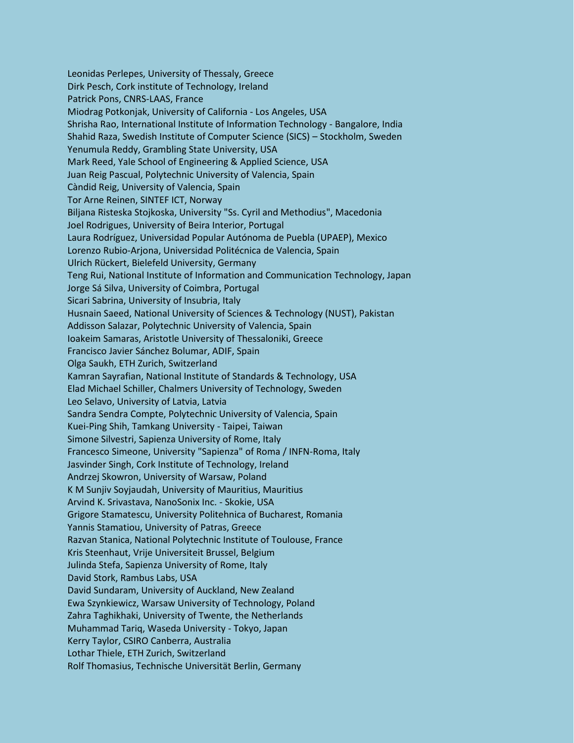Leonidas Perlepes, University of Thessaly, Greece
Dirk Pesch, Cork institute of Technology, Ireland
Patrick Pons, CNRS-LAAS, France
Miodrag Potkonjak, University of California - Los Angeles, USA
Shrisha Rao, International Institute of Information Technology - Bangalore, India
Shahid Raza, Swedish Institute of Computer Science (SICS) – Stockholm, Sweden
Yenumula Reddy, Grambling State University, USA
Mark Reed, Yale School of Engineering & Applied Science, USA
Juan Reig Pascual, Polytechnic University of Valencia, Spain
Càndid Reig, University of Valencia, Spain
Tor Arne Reinen, SINTEF ICT, Norway
Biljana Risteska Stojkoska, University "Ss. Cyril and Methodius", Macedonia
Joel Rodrigues, University of Beira Interior, Portugal
Laura Rodríguez, Universidad Popular Autónoma de Puebla (UPAEP), Mexico
Lorenzo Rubio-Arjona, Universidad Politécnica de Valencia, Spain
Ulrich Rückert, Bielefeld University, Germany
Teng Rui, National Institute of Information and Communication Technology, Japan
Jorge Sá Silva, University of Coimbra, Portugal
Sicari Sabrina, University of Insubria, Italy
Husnain Saeed, National University of Sciences & Technology (NUST), Pakistan
Addisson Salazar, Polytechnic University of Valencia, Spain
Ioakeim Samaras, Aristotle University of Thessaloniki, Greece
Francisco Javier Sánchez Bolumar, ADIF, Spain
Olga Saukh, ETH Zurich, Switzerland
Kamran Sayrafian, National Institute of Standards & Technology, USA
Elad Michael Schiller, Chalmers University of Technology, Sweden
Leo Selavo, University of Latvia, Latvia
Sandra Sendra Compte, Polytechnic University of Valencia, Spain
Kuei-Ping Shih, Tamkang University - Taipei, Taiwan
Simone Silvestri, Sapienza University of Rome, Italy
Francesco Simeone, University "Sapienza" of Roma / INFN-Roma, Italy
Jasvinder Singh, Cork Institute of Technology, Ireland
Andrzej Skowron, University of Warsaw, Poland
K M Sunjiv Soyjaudah, University of Mauritius, Mauritius
Arvind K. Srivastava, NanoSonix Inc. - Skokie, USA
Grigore Stamatescu, University Politehnica of Bucharest, Romania
Yannis Stamatiou, University of Patras, Greece
Razvan Stanica, National Polytechnic Institute of Toulouse, France
Kris Steenhaut, Vrije Universiteit Brussel, Belgium
Julinda Stefa, Sapienza University of Rome, Italy
David Stork, Rambus Labs, USA
David Sundaram, University of Auckland, New Zealand
Ewa Szynkiewicz, Warsaw University of Technology, Poland
Zahra Taghikhaki, University of Twente, the Netherlands
Muhammad Tariq, Waseda University - Tokyo, Japan
Kerry Taylor, CSIRO Canberra, Australia
Lothar Thiele, ETH Zurich, Switzerland
Rolf Thomasius, Technische Universität Berlin, Germany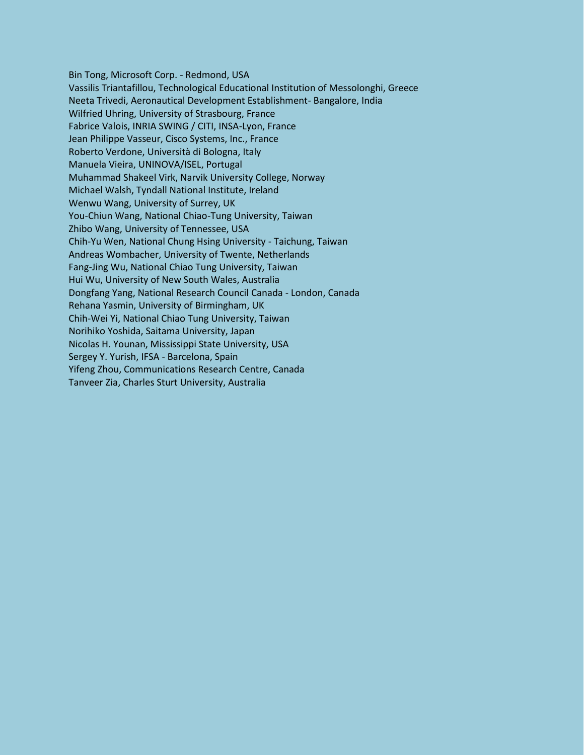Bin Tong, Microsoft Corp. - Redmond, USA
Vassilis Triantafillou, Technological Educational Institution of Messolonghi, Greece
Neeta Trivedi, Aeronautical Development Establishment- Bangalore, India
Wilfried Uhring, University of Strasbourg, France
Fabrice Valois, INRIA SWING / CITI, INSA-Lyon, France
Jean Philippe Vasseur, Cisco Systems, Inc., France
Roberto Verdone, Università di Bologna, Italy
Manuela Vieira, UNINOVA/ISEL, Portugal
Muhammad Shakeel Virk, Narvik University College, Norway
Michael Walsh, Tyndall National Institute, Ireland
Wenwu Wang, University of Surrey, UK
You-Chiun Wang, National Chiao-Tung University, Taiwan
Zhibo Wang, University of Tennessee, USA
Chih-Yu Wen, National Chung Hsing University - Taichung, Taiwan
Andreas Wombacher, University of Twente, Netherlands
Fang-Jing Wu, National Chiao Tung University, Taiwan
Hui Wu, University of New South Wales, Australia
Dongfang Yang, National Research Council Canada - London, Canada
Rehana Yasmin, University of Birmingham, UK
Chih-Wei Yi, National Chiao Tung University, Taiwan
Norihiko Yoshida, Saitama University, Japan
Nicolas H. Younan, Mississippi State University, USA
Sergey Y. Yurish, IFSA - Barcelona, Spain
Yifeng Zhou, Communications Research Centre, Canada
Tanveer Zia, Charles Sturt University, Australia